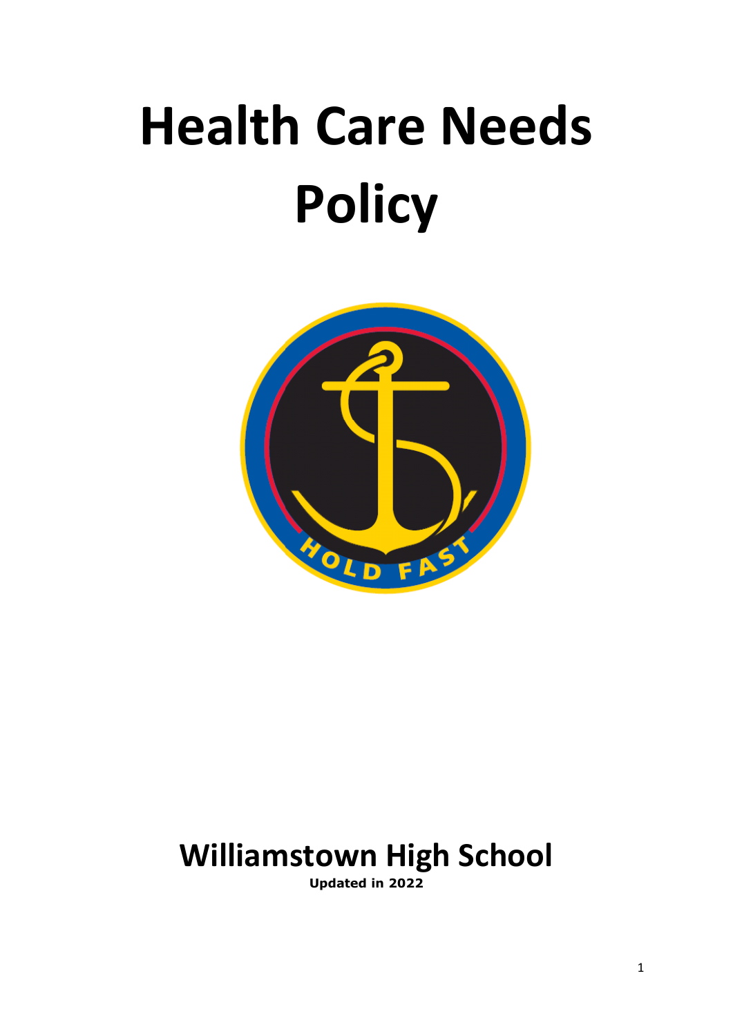# Health Care Needs Policy

## Williamstown High School

**Updated in 2022**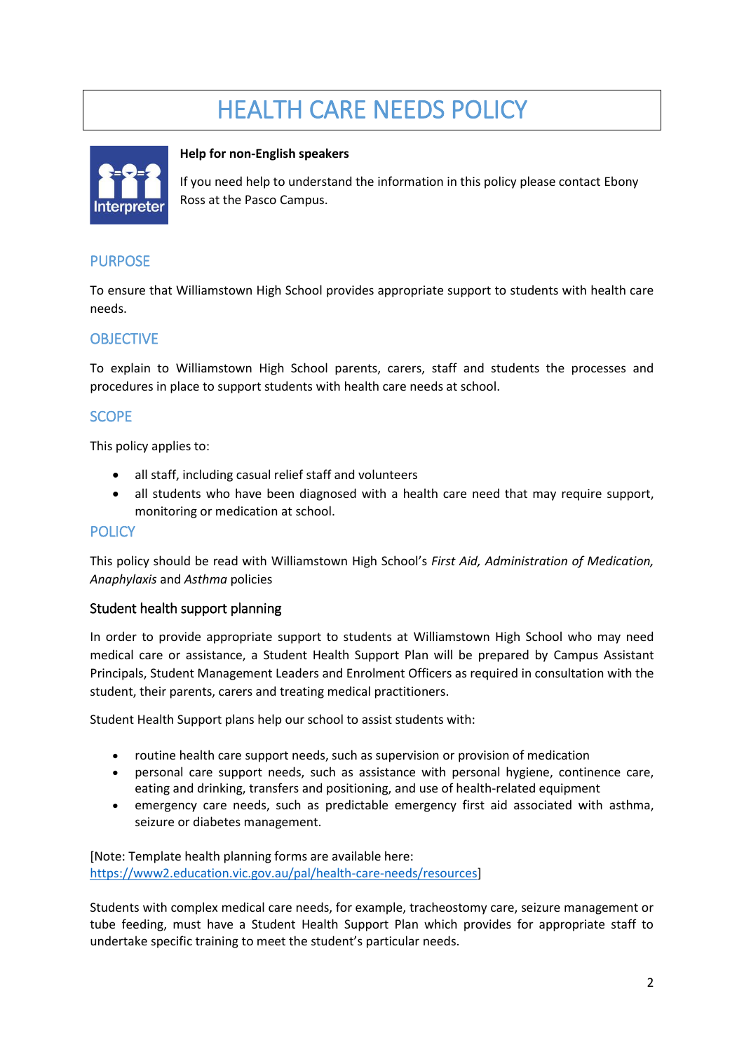# HEALTH CARE NEEDS POLICY

**Help for non-English speakers**

If you need help to understand the information in this policy please contact Ebony Ross at the Pasco Campus.

## PURPOSE

To ensure that Williamstown High School provides appropriate support to students with health care needs.

## OBJECTIVE

To explain to Williamstown High School parents, carers, staff and students the processes and procedures in place to support students with health care needs at school.

## SCOPE

This policy applies to:

- all staff, including casual relief staff and volunteers
- all students who have been diagnosed with a health care need that may require support, monitoring or medication at school.

## POLICY

This policy should be read with Williamstown High School's *First Aid, Administration of Medication, Anaphylaxis* and *Asthma* policies

### Student health support planning

In order to provide appropriate support to students at Williamstown High School who may need medical care or assistance, a Student Health Support Plan will be prepared by Campus Assistant Principals, Student Management Leaders and Enrolment Officers as required in consultation with the student, their parents, carers and treating medical practitioners.

Student Health Support plans help our school to assist students with:

- routine health care support needs, such as supervision or provision of medication
- personal care support needs, such as assistance with personal hygiene, continence care, eating and drinking, transfers and positioning, and use of health-related equipment
- emergency care needs, such as predictable emergency first aid associated with asthma, seizure or diabetes management.

[Note: Template health planning forms are available here: https://www2.education.vic.gov.au/pal/health-care-needs/resources]

Students with complex medical care needs, for example, tracheostomy care, seizure management or tube feeding, must have a Student Health Support Plan which provides for appropriate staff to undertake specific training to meet the student's particular needs.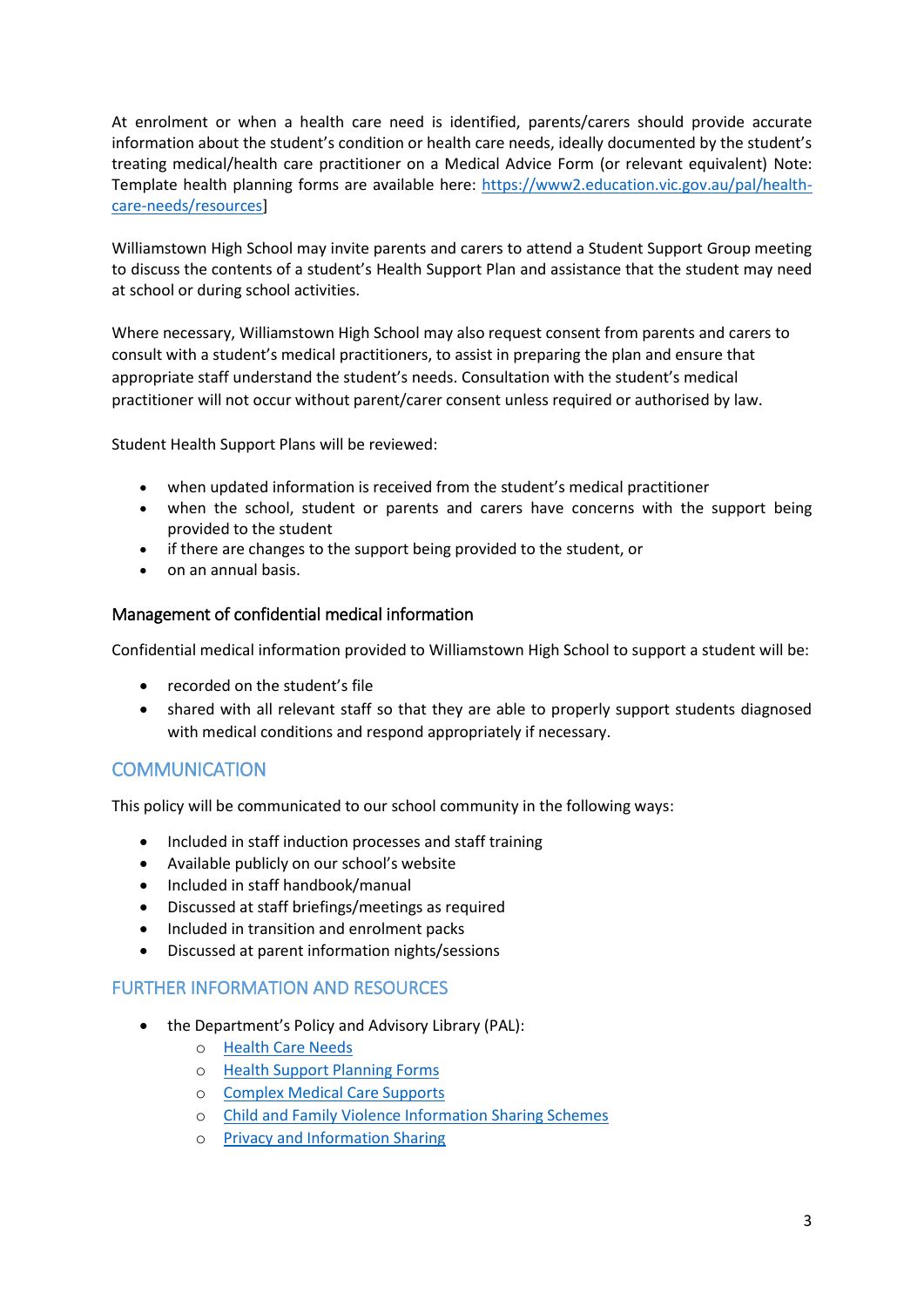At enrolment or when a health care need is identified, parents/carers should provide accurate information about the student's condition or health care needs, ideally documented by the student's treating medical/health care practitioner on a Medical Advice Form (or relevant equivalent) Note: Template health planning forms are available here: [https://www2.education.vic.gov.au/pal/health-care-needs/resources](https://www2.education.vic.gov.au/pal/health-care-needs/resources)]

Williamstown High School may invite parents and carers to attend a Student Support Group meeting to discuss the contents of a student's Health Support Plan and assistance that the student may need at school or during school activities.

Where necessary, Williamstown High School may also request consent from parents and carers to consult with a student's medical practitioners, to assist in preparing the plan and ensure that appropriate staff understand the student's needs. Consultation with the student's medical practitioner will not occur without parent/carer consent unless required or authorised by law.

Student Health Support Plans will be reviewed:

- when updated information is received from the student's medical practitioner
- when the school, student or parents and carers have concerns with the support being provided to the student
- if there are changes to the support being provided to the student, or
- on an annual basis.

### Management of confidential medical information

Confidential medical information provided to Williamstown High School to support a student will be:

- recorded on the student's file
- shared with all relevant staff so that they are able to properly support students diagnosed with medical conditions and respond appropriately if necessary.

## COMMUNICATION

This policy will be communicated to our school community in the following ways:

- Included in staff induction processes and staff training
- Available publicly on our school's website
- Included in staff handbook/manual
- Discussed at staff briefings/meetings as required
- Included in transition and enrolment packs
- Discussed at parent information nights/sessions

## FURTHER INFORMATION AND RESOURCES

- the Department's Policy and Advisory Library (PAL):
  - Health Care Needs
  - Health Support Planning Forms
  - Complex Medical Care Supports
  - Child and Family Violence Information Sharing Schemes
  - Privacy and Information Sharing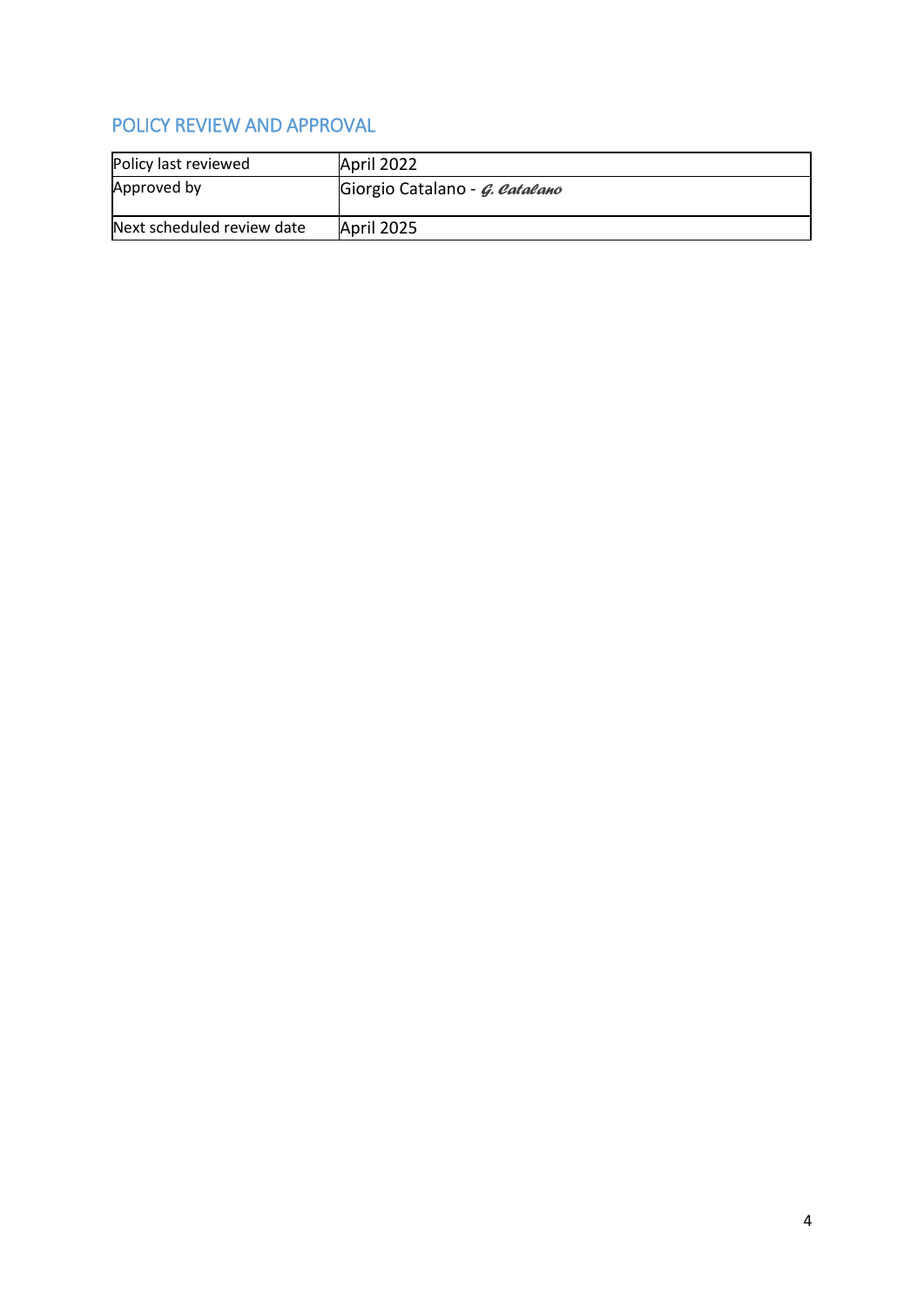## POLICY REVIEW AND APPROVAL

| | |
|---|---|
| Policy last reviewed | April 2022 |
| Approved by | Giorgio Catalano - *G. Catalano* |
| Next scheduled review date | April 2025 |